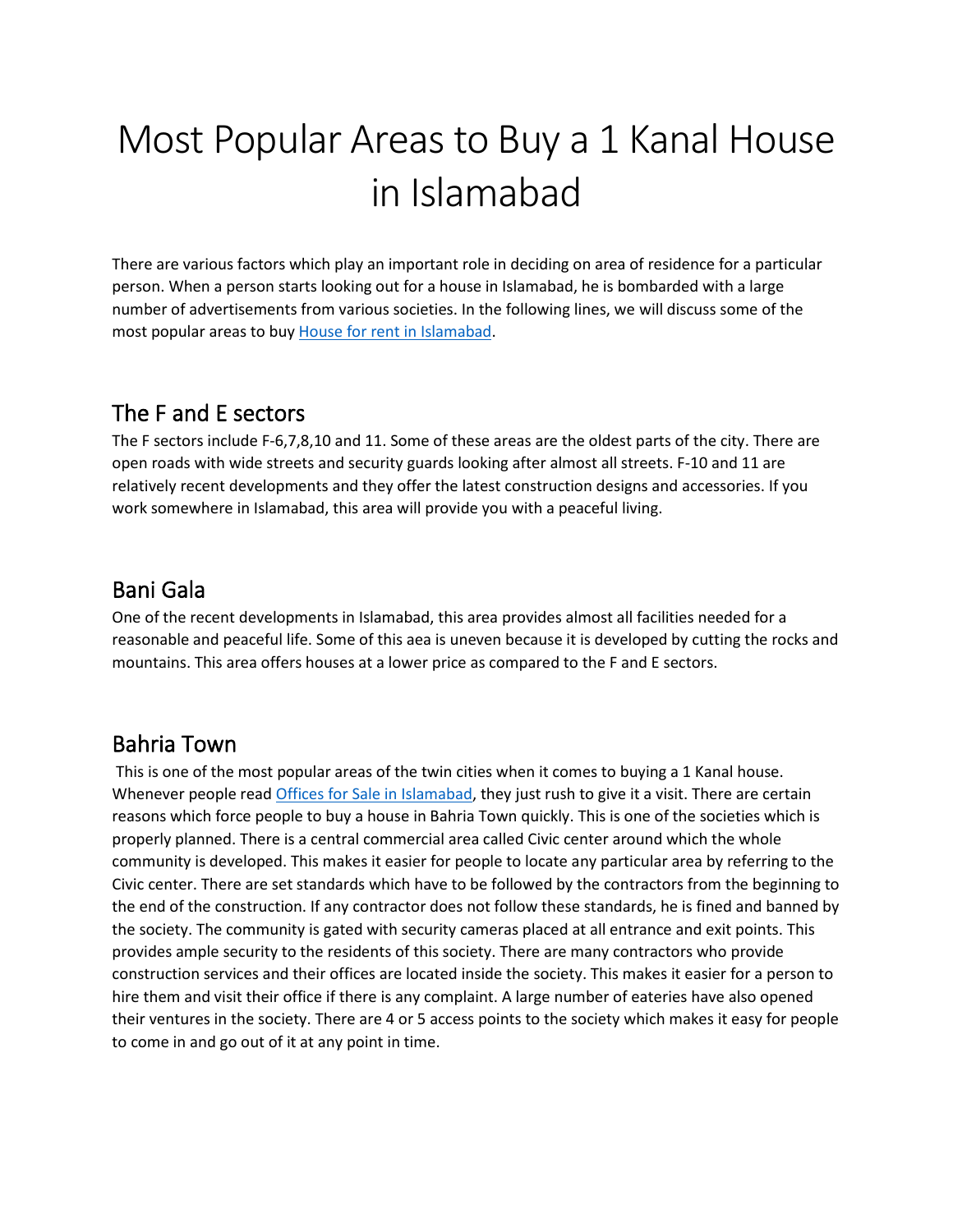# Most Popular Areas to Buy a 1 Kanal House in Islamabad

There are various factors which play an important role in deciding on area of residence for a particular person. When a person starts looking out for a house in Islamabad, he is bombarded with a large number of advertisements from various societies. In the following lines, we will discuss some of the most popular areas to buy [House for rent in Islamabad](#).

## The F and E sectors

The F sectors include F-6,7,8,10 and 11. Some of these areas are the oldest parts of the city. There are open roads with wide streets and security guards looking after almost all streets. F-10 and 11 are relatively recent developments and they offer the latest construction designs and accessories. If you work somewhere in Islamabad, this area will provide you with a peaceful living.

## Bani Gala

One of the recent developments in Islamabad, this area provides almost all facilities needed for a reasonable and peaceful life. Some of this aea is uneven because it is developed by cutting the rocks and mountains. This area offers houses at a lower price as compared to the F and E sectors.

## Bahria Town

This is one of the most popular areas of the twin cities when it comes to buying a 1 Kanal house. Whenever people read [Offices for Sale in Islamabad](#), they just rush to give it a visit. There are certain reasons which force people to buy a house in Bahria Town quickly. This is one of the societies which is properly planned. There is a central commercial area called Civic center around which the whole community is developed. This makes it easier for people to locate any particular area by referring to the Civic center. There are set standards which have to be followed by the contractors from the beginning to the end of the construction. If any contractor does not follow these standards, he is fined and banned by the society. The community is gated with security cameras placed at all entrance and exit points. This provides ample security to the residents of this society. There are many contractors who provide construction services and their offices are located inside the society. This makes it easier for a person to hire them and visit their office if there is any complaint. A large number of eateries have also opened their ventures in the society. There are 4 or 5 access points to the society which makes it easy for people to come in and go out of it at any point in time.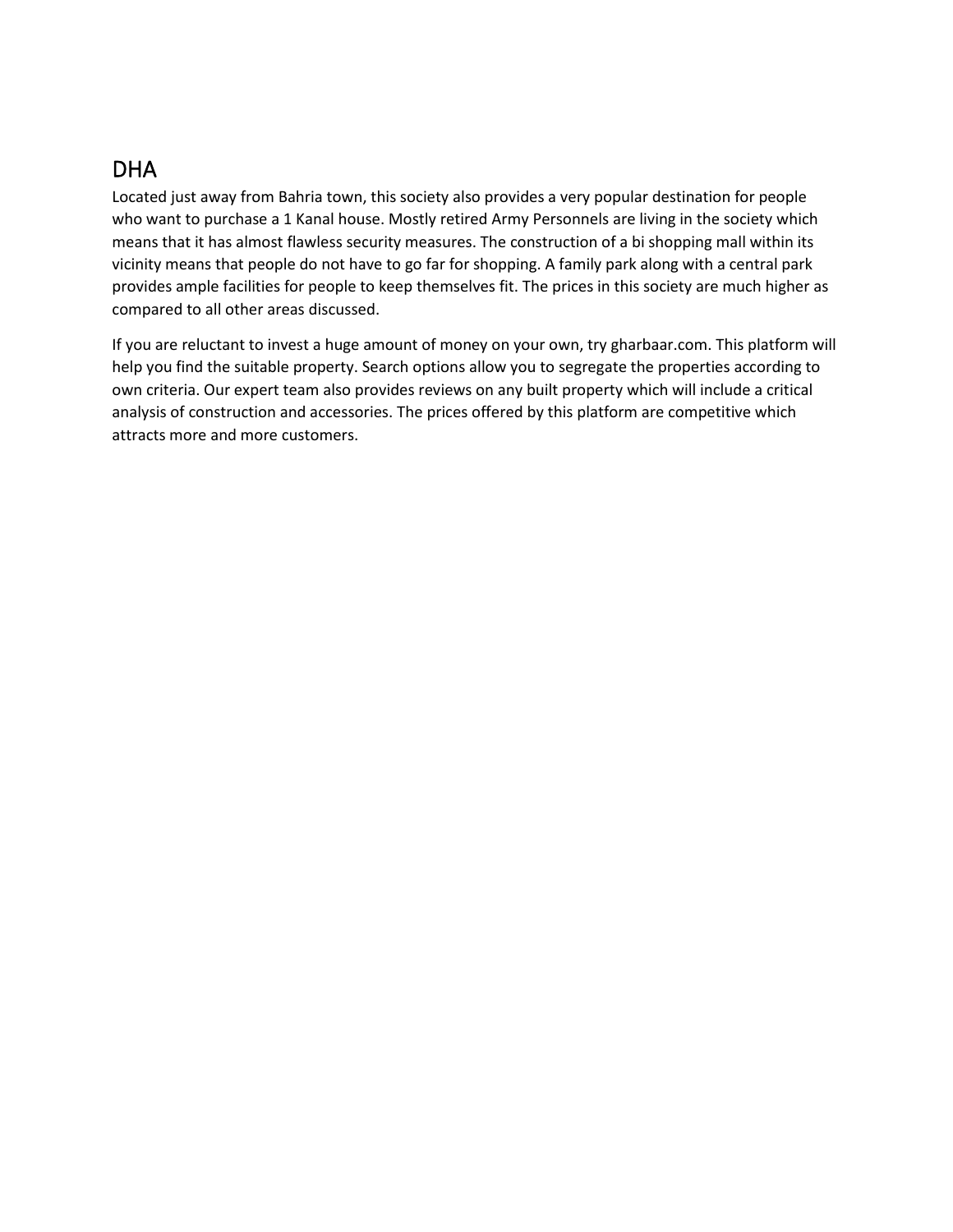## DHA

Located just away from Bahria town, this society also provides a very popular destination for people who want to purchase a 1 Kanal house. Mostly retired Army Personnels are living in the society which means that it has almost flawless security measures. The construction of a bi shopping mall within its vicinity means that people do not have to go far for shopping. A family park along with a central park provides ample facilities for people to keep themselves fit. The prices in this society are much higher as compared to all other areas discussed.

If you are reluctant to invest a huge amount of money on your own, try gharbaar.com. This platform will help you find the suitable property. Search options allow you to segregate the properties according to own criteria. Our expert team also provides reviews on any built property which will include a critical analysis of construction and accessories. The prices offered by this platform are competitive which attracts more and more customers.